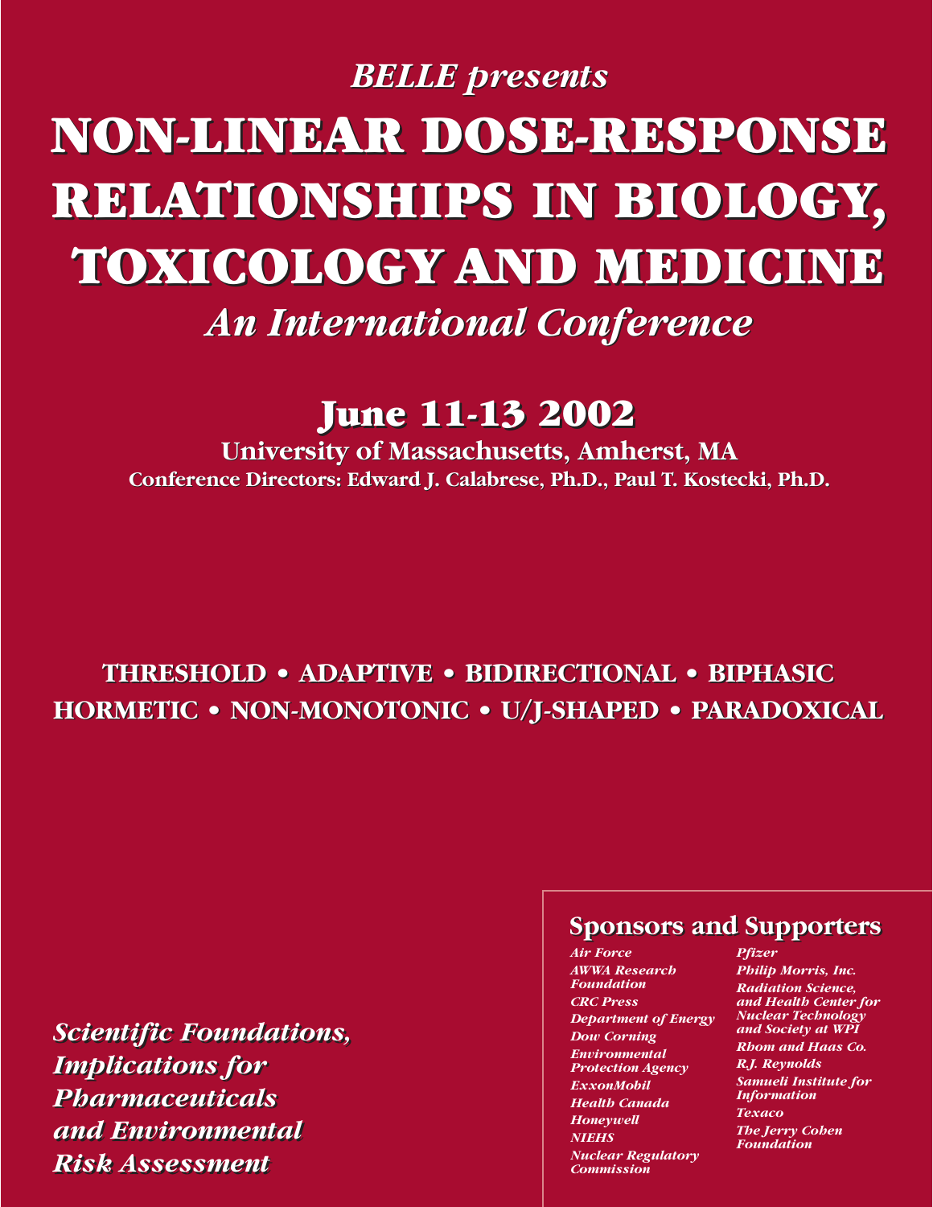*BELLE presents*

# NON-LINEAR DOSE-RESPONSE RELATIONSHIPS IN BIOLOGY, TOXICOLOGY AND MEDICINE

## *An International Conference*

## June 11-13 2002

**University of Massachusetts, Amherst, MA**

**Conference Directors: Edward J. Calabrese, Ph.D., Paul T. Kostecki, Ph.D.**

**THRESHOLD • ADAPTIVE • BIDIRECTIONAL • BIPHASIC**
**HORMETIC • NON-MONOTONIC • U/J-SHAPED • PARADOXICAL**

***Scientific Foundations, Implications for Pharmaceuticals and Environmental Risk Assessment***

### Sponsors and Supporters

*Air Force*
*AWWA Research Foundation*
*CRC Press*
*Department of Energy*
*Dow Corning*
*Environmental Protection Agency*
*ExxonMobil*
*Health Canada*
*Honeywell*
*NIEHS*
*Nuclear Regulatory Commission*
*Pfizer*
*Philip Morris, Inc.*
*Radiation Science, and Health Center for Nuclear Technology and Society at WPI*
*Rhom and Haas Co.*
*R.J. Reynolds*
*Samueli Institute for Information*
*Texaco*
*The Jerry Cohen Foundation*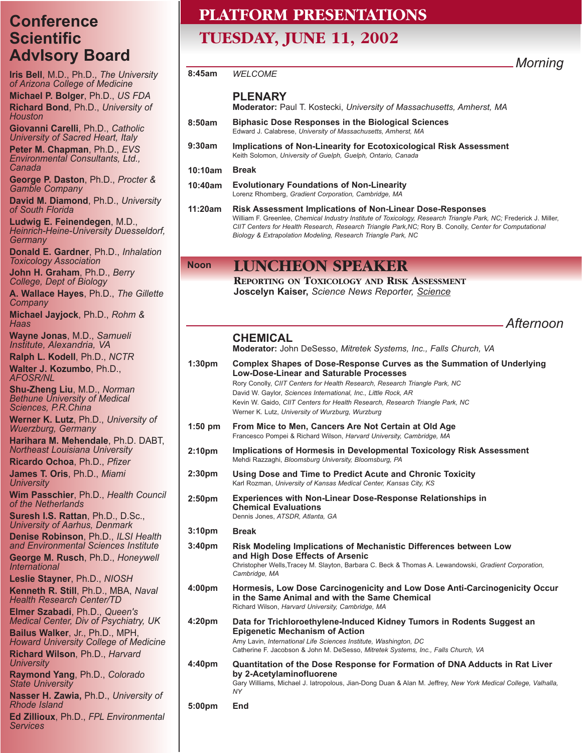## Conference Scientific AdvIsory Board

**Iris Bell**, M.D., Ph.D., *The University of Arizona College of Medicine*
**Michael P. Bolger**, Ph.D., *US FDA*
**Richard Bond**, Ph.D., *University of Houston*
**Giovanni Carelli**, Ph.D., *Catholic University of Sacred Heart, Italy*
**Peter M. Chapman**, Ph.D., *EVS Environmental Consultants, Ltd., Canada*
**George P. Daston**, Ph.D., *Procter & Gamble Company*
**David M. Diamond**, Ph.D., *University of South Florida*
**Ludwig E. Feinendegen**, M.D., *Heinrich-Heine-University Duesseldorf, Germany*
**Donald E. Gardner**, Ph.D., *Inhalation Toxicology Association*
**John H. Graham**, Ph.D., *Berry College, Dept of Biology*
**A. Wallace Hayes**, Ph.D., *The Gillette Company*
**Michael Jayjock**, Ph.D., *Rohm & Haas*
**Wayne Jonas**, M.D., *Samueli Institute, Alexandria, VA*
**Ralph L. Kodell**, Ph.D., *NCTR*
**Walter J. Kozumbo**, Ph.D., *AFOSR/NL*
**Shu-Zheng Liu**, M.D., *Norman Bethune University of Medical Sciences, P.R.China*
**Werner K. Lutz**, Ph.D., *University of Wuerzburg, Germany*
**Harihara M. Mehendale**, Ph.D. DABT, *Northeast Louisiana University*
**Ricardo Ochoa**, Ph.D., *Pfizer*
**James T. Oris**, Ph.D., *Miami University*
**Wim Passchier**, Ph.D., *Health Council of the Netherlands*
**Suresh I.S. Rattan**, Ph.D., D.Sc., *University of Aarhus, Denmark*
**Denise Robinson**, Ph.D., *ILSI Health and Environmental Sciences Institute*
**George M. Rusch**, Ph.D., *Honeywell International*
**Leslie Stayner**, Ph.D., *NIOSH*
**Kenneth R. Still**, Ph.D., MBA, *Naval Health Research Center/TD*
**Elmer Szabadi**, Ph.D., *Queen's Medical Center, Div of Psychiatry, UK*
**Bailus Walker**, Jr., Ph.D., MPH, *Howard University College of Medicine*
**Richard Wilson**, Ph.D., *Harvard University*
**Raymond Yang**, Ph.D., *Colorado State University*
**Nasser H. Zawia,** Ph.D., *University of Rhode Island*
**Ed Zillioux**, Ph.D., *FPL Environmental Services*

# PLATFORM PRESENTATIONS

## TUESDAY, JUNE 11, 2002

### *Morning*

**8:45am** *WELCOME*

### PLENARY

**Moderator:** Paul T. Kostecki, *University of Massachusetts, Amherst, MA*

**8:50am** **Biphasic Dose Responses in the Biological Sciences**
Edward J. Calabrese, *University of Massachusetts, Amherst, MA*

**9:30am** **Implications of Non-Linearity for Ecotoxicological Risk Assessment**
Keith Solomon, *University of Guelph, Guelph, Ontario, Canada*

**10:10am** **Break**

**10:40am** **Evolutionary Foundations of Non-Linearity**
Lorenz Rhomberg, *Gradient Corporation, Cambridge, MA*

**11:20am** **Risk Assessment Implications of Non-Linear Dose-Responses**
William F. Greenlee, *Chemical Industry Institute of Toxicology, Research Triangle Park, NC;* Frederick J. Miller, *CIIT Centers for Health Research, Research Triangle Park,NC;* Rory B. Conolly, *Center for Computational Biology & Extrapolation Modeling, Research Triangle Park, NC*

### Noon LUNCHEON SPEAKER

**REPORTING ON TOXICOLOGY AND RISK ASSESSMENT**
**Joscelyn Kaiser,** *Science News Reporter, Science*

### *Afternoon*

### CHEMICAL

**Moderator:** John DeSesso, *Mitretek Systems, Inc., Falls Church, VA*

**1:30pm** **Complex Shapes of Dose-Response Curves as the Summation of Underlying Low-Dose-Linear and Saturable Processes**
Rory Conolly, *CIIT Centers for Health Research, Research Triangle Park, NC*
David W. Gaylor, *Sciences International, Inc., Little Rock, AR*
Kevin W. Gaido, *CIIT Centers for Health Research, Research Triangle Park, NC*
Werner K. Lutz, *University of Wurzburg, Wurzburg*

**1:50 pm** **From Mice to Men, Cancers Are Not Certain at Old Age**
Francesco Pompei & Richard Wilson, *Harvard University, Cambridge, MA*

**2:10pm** **Implications of Hormesis in Developmental Toxicology Risk Assessment**
Mehdi Razzaghi, *Bloomsburg University, Bloomsburg, PA*

**2:30pm** **Using Dose and Time to Predict Acute and Chronic Toxicity**
Karl Rozman, *University of Kansas Medical Center, Kansas City, KS*

**2:50pm** **Experiences with Non-Linear Dose-Response Relationships in Chemical Evaluations**
Dennis Jones, *ATSDR, Atlanta, GA*

**3:10pm** **Break**

**3:40pm** **Risk Modeling Implications of Mechanistic Differences between Low and High Dose Effects of Arsenic**
Christopher Wells,Tracey M. Slayton, Barbara C. Beck & Thomas A. Lewandowski, *Gradient Corporation, Cambridge, MA*

**4:00pm** **Hormesis, Low Dose Carcinogenicity and Low Dose Anti-Carcinogenicity Occur in the Same Animal and with the Same Chemical**
Richard Wilson, *Harvard University, Cambridge, MA*

**4:20pm** **Data for Trichloroethylene-Induced Kidney Tumors in Rodents Suggest an Epigenetic Mechanism of Action**
Amy Lavin, *International Life Sciences Institute, Washington, DC*
Catherine F. Jacobson & John M. DeSesso, *Mitretek Systems, Inc., Falls Church, VA*

**4:40pm** **Quantitation of the Dose Response for Formation of DNA Adducts in Rat Liver by 2-Acetylaminofluorene**
Gary Williams, Michael J. Iatropolous, Jian-Dong Duan & Alan M. Jeffrey, *New York Medical College, Valhalla, NY*

**5:00pm** **End**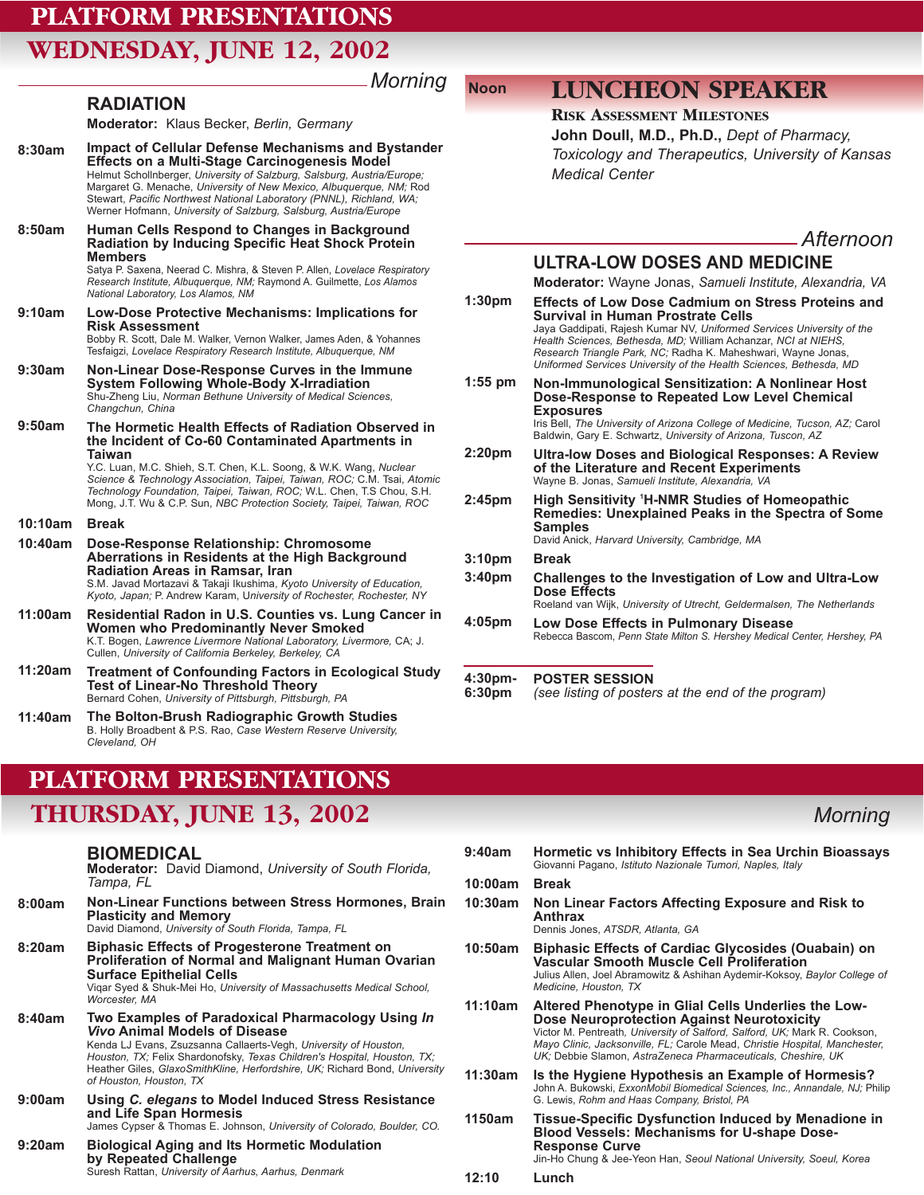# PLATFORM PRESENTATIONS

## WEDNESDAY, JUNE 12, 2002

### Morning

### RADIATION

**Moderator:** Klaus Becker, *Berlin, Germany*

**8:30am** **Impact of Cellular Defense Mechanisms and Bystander Effects on a Multi-Stage Carcinogenesis Model**
Helmut Schollnberger, *University of Salzburg, Salsburg, Austria/Europe;* Margaret G. Menache, *University of New Mexico, Albuquerque, NM;* Rod Stewart, *Pacific Northwest National Laboratory (PNNL), Richland, WA;* Werner Hofmann, *University of Salzburg, Salsburg, Austria/Europe*

**8:50am** **Human Cells Respond to Changes in Background Radiation by Inducing Specific Heat Shock Protein Members**
Satya P. Saxena, Neerad C. Mishra, & Steven P. Allen, *Lovelace Respiratory Research Institute, Albuquerque, NM;* Raymond A. Guilmette, *Los Alamos National Laboratory, Los Alamos, NM*

**9:10am** **Low-Dose Protective Mechanisms: Implications for Risk Assessment**
Bobby R. Scott, Dale M. Walker, Vernon Walker, James Aden, & Yohannes Tesfaigzi, *Lovelace Respiratory Research Institute, Albuquerque, NM*

**9:30am** **Non-Linear Dose-Response Curves in the Immune System Following Whole-Body X-Irradiation**
Shu-Zheng Liu, *Norman Bethune University of Medical Sciences, Changchun, China*

**9:50am** **The Hormetic Health Effects of Radiation Observed in the Incident of Co-60 Contaminated Apartments in Taiwan**
Y.C. Luan, M.C. Shieh, S.T. Chen, K.L. Soong, & W.K. Wang, *Nuclear Science & Technology Association, Taipei, Taiwan, ROC;* C.M. Tsai, *Atomic Technology Foundation, Taipei, Taiwan, ROC;* W.L. Chen, T.S Chou, S.H. Mong, J.T. Wu & C.P. Sun, *NBC Protection Society, Taipei, Taiwan, ROC*

**10:10am** **Break**

**10:40am** **Dose-Response Relationship: Chromosome Aberrations in Residents at the High Background Radiation Areas in Ramsar, Iran**
S.M. Javad Mortazavi & Takaji Ikushima, *Kyoto University of Education, Kyoto, Japan;* P. Andrew Karam, *University of Rochester, Rochester, NY*

**11:00am** **Residential Radon in U.S. Counties vs. Lung Cancer in Women who Predominantly Never Smoked**
K.T. Bogen, *Lawrence Livermore National Laboratory, Livermore,* CA; J. Cullen, *University of California Berkeley, Berkeley, CA*

**11:20am** **Treatment of Confounding Factors in Ecological Study Test of Linear-No Threshold Theory**
Bernard Cohen, *University of Pittsburgh, Pittsburgh, PA*

**11:40am** **The Bolton-Brush Radiographic Growth Studies**
B. Holly Broadbent & P.S. Rao, *Case Western Reserve University, Cleveland, OH*

### Noon — LUNCHEON SPEAKER

**RISK ASSESSMENT MILESTONES**

**John Doull, M.D., Ph.D.,** *Dept of Pharmacy, Toxicology and Therapeutics, University of Kansas Medical Center*

### Afternoon

### ULTRA-LOW DOSES AND MEDICINE

**Moderator:** Wayne Jonas, *Samueli Institute, Alexandria, VA*

**1:30pm** **Effects of Low Dose Cadmium on Stress Proteins and Survival in Human Prostrate Cells**
Jaya Gaddipati, Rajesh Kumar NV, *Uniformed Services University of the Health Sciences, Bethesda, MD;* William Achanzar, *NCI at NIEHS, Research Triangle Park, NC;* Radha K. Maheshwari, Wayne Jonas, *Uniformed Services University of the Health Sciences, Bethesda, MD*

**1:55 pm** **Non-Immunological Sensitization: A Nonlinear Host Dose-Response to Repeated Low Level Chemical Exposures**
Iris Bell, *The University of Arizona College of Medicine, Tucson, AZ;* Carol Baldwin, Gary E. Schwartz, *University of Arizona, Tuscon, AZ*

**2:20pm** **Ultra-low Doses and Biological Responses: A Review of the Literature and Recent Experiments**
Wayne B. Jonas, *Samueli Institute, Alexandria, VA*

**2:45pm** **High Sensitivity $^{1}$H-NMR Studies of Homeopathic Remedies: Unexplained Peaks in the Spectra of Some Samples**
David Anick, *Harvard University, Cambridge, MA*

**3:10pm** **Break**

**3:40pm** **Challenges to the Investigation of Low and Ultra-Low Dose Effects**
Roeland van Wijk, *University of Utrecht, Geldermalsen, The Netherlands*

**4:05pm** **Low Dose Effects in Pulmonary Disease**
Rebecca Bascom, *Penn State Milton S. Hershey Medical Center, Hershey, PA*

**4:30pm-6:30pm** **POSTER SESSION**
*(see listing of posters at the end of the program)*

# PLATFORM PRESENTATIONS

## THURSDAY, JUNE 13, 2002

### Morning

### BIOMEDICAL

**Moderator:** David Diamond, *University of South Florida, Tampa, FL*

**8:00am** **Non-Linear Functions between Stress Hormones, Brain Plasticity and Memory**
David Diamond, *University of South Florida, Tampa, FL*

**8:20am** **Biphasic Effects of Progesterone Treatment on Proliferation of Normal and Malignant Human Ovarian Surface Epithelial Cells**
Viqar Syed & Shuk-Mei Ho, *University of Massachusetts Medical School, Worcester, MA*

**8:40am** **Two Examples of Paradoxical Pharmacology Using *In Vivo* Animal Models of Disease**
Kenda LJ Evans, Zsuzsanna Callaerts-Vegh, *University of Houston, Houston, TX;* Felix Shardonofsky, *Texas Children's Hospital, Houston, TX;* Heather Giles, *GlaxoSmithKline, Herfordshire, UK;* Richard Bond, *University of Houston, Houston, TX*

**9:00am** **Using *C. elegans* to Model Induced Stress Resistance and Life Span Hormesis**
James Cypser & Thomas E. Johnson, *University of Colorado, Boulder, CO.*

**9:20am** **Biological Aging and Its Hormetic Modulation by Repeated Challenge**
Suresh Rattan, *University of Aarhus, Aarhus, Denmark*

**9:40am** **Hormetic vs Inhibitory Effects in Sea Urchin Bioassays**
Giovanni Pagano, *Istituto Nazionale Tumori, Naples, Italy*

**10:00am** **Break**

**10:30am** **Non Linear Factors Affecting Exposure and Risk to Anthrax**
Dennis Jones, *ATSDR, Atlanta, GA*

**10:50am** **Biphasic Effects of Cardiac Glycosides (Ouabain) on Vascular Smooth Muscle Cell Proliferation**
Julius Allen, Joel Abramowitz & Ashihan Aydemir-Koksoy, *Baylor College of Medicine, Houston, TX*

**11:10am** **Altered Phenotype in Glial Cells Underlies the Low-Dose Neuroprotection Against Neurotoxicity**
Victor M. Pentreath, *University of Salford, Salford, UK;* Mark R. Cookson, *Mayo Clinic, Jacksonville, FL;* Carole Mead, *Christie Hospital, Manchester, UK;* Debbie Slamon, *AstraZeneca Pharmaceuticals, Cheshire, UK*

**11:30am** **Is the Hygiene Hypothesis an Example of Hormesis?**
John A. Bukowski, *ExxonMobil Biomedical Sciences, Inc., Annandale, NJ;* Philip G. Lewis, *Rohm and Haas Company, Bristol, PA*

**1150am** **Tissue-Specific Dysfunction Induced by Menadione in Blood Vessels: Mechanisms for U-shape Dose-Response Curve**
Jin-Ho Chung & Jee-Yeon Han, *Seoul National University, Soeul, Korea*

**12:10** **Lunch**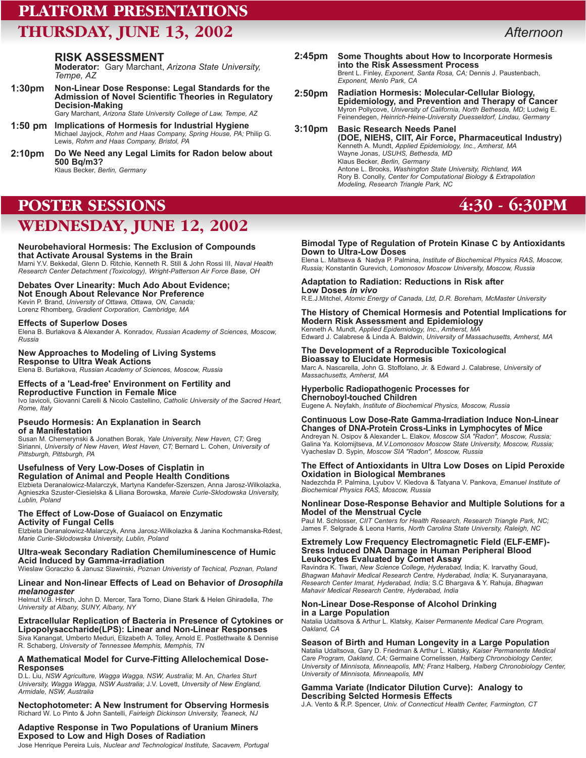# PLATFORM PRESENTATIONS

## THURSDAY, JUNE 13, 2002

*Afternoon*

### RISK ASSESSMENT

**Moderator:** Gary Marchant, *Arizona State University, Tempe, AZ*

**1:30pm** **Non-Linear Dose Response: Legal Standards for the Admission of Novel Scientific Theories in Regulatory Decision-Making**
Gary Marchant, *Arizona State University College of Law, Tempe, AZ*

**1:50 pm** **Implications of Hormesis for Industrial Hygiene**
Michael Jayjock, *Rohm and Haas Company, Spring House, PA;* Philip G. Lewis, *Rohm and Haas Company, Bristol, PA*

**2:10pm** **Do We Need any Legal Limits for Radon below about 500 Bq/m3?**
Klaus Becker, *Berlin, Germany*

**2:45pm** **Some Thoughts about How to Incorporate Hormesis into the Risk Assessment Process**
Brent L. Finley, *Exponent, Santa Rosa, CA;* Dennis J. Paustenbach, *Exponent, Menlo Park, CA*

**2:50pm** **Radiation Hormesis: Molecular-Cellular Biology, Epidemiology, and Prevention and Therapy of Cancer**
Myron Pollycove, *University of California, North Bethesda, MD;* Ludwig E. Feinendegen, *Heinrich-Heine-University Duesseldorf, Lindau, Germany*

**3:10pm** **Basic Research Needs Panel (DOE, NIEHS, CIIT, Air Force, Pharmaceutical Industry)**
Kenneth A. Mundt, *Applied Epidemiology, Inc., Amherst, MA*
Wayne Jonas, *USUHS, Bethesda, MD*
Klaus Becker, *Berlin, Germany*
Antone L. Brooks, *Washington State University, Richland, WA*
Rory B. Conolly, *Center for Computational Biology & Extrapolation Modeling, Research Triangle Park, NC*

# POSTER SESSIONS 4:30 - 6:30PM

## WEDNESDAY, JUNE 12, 2002

**Neurobehavioral Hormesis: The Exclusion of Compounds that Activate Arousal Systems in the Brain**
Marni Y.V. Bekkedal, Glenn D. Ritchie, Kenneth R. Still & John Rossi III, *Naval Health Research Center Detachment (Toxicology), Wright-Patterson Air Force Base, OH*

**Debates Over Linearity: Much Ado About Evidence; Not Enough About Relevance Nor Preference**
Kevin P. Brand, *University of Ottawa, Ottawa, ON, Canada;* Lorenz Rhomberg, *Gradient Corporation, Cambridge, MA*

**Effects of Superlow Doses**
Elena B. Burlakova & Alexander A. Konradov, *Russian Academy of Sciences, Moscow, Russia*

**New Approaches to Modeling of Living Systems Response to Ultra Weak Actions**
Elena B. Burlakova, *Russian Academy of Sciences, Moscow, Russia*

**Effects of a 'Lead-free' Environment on Fertility and Reproductive Function in Female Mice**
Ivo Iavicoli, Giovanni Carelli & Nicolo Castellino, *Catholic University of the Sacred Heart, Rome, Italy*

**Pseudo Hormesis: An Explanation in Search of a Manifestation**
Susan M. Chemerynski & Jonathen Borak, *Yale University, New Haven, CT;* Greg Sirianni, *University of New Haven, West Haven, CT;* Bernard L. Cohen, *University of Pittsburgh, Pittsburgh, PA*

**Usefulness of Very Low-Doses of Cisplatin in Regulation of Animal and People Health Conditions**
Elzbieta Deranalowicz-Malarczyk, Martyna Kandefer-Szerszen, Anna Jarosz-Wilkolazka, Agnieszka Szuster-Ciesielska & Liliana Borowska, *Mareie Curie-Sklodowska University, Lublin, Poland*

**The Effect of Low-Dose of Guaiacol on Enzymatic Activity of Fungal Cells**
Elzbieta Deranalowicz-Malarczyk, Anna Jarosz-Wilkolazka & Janina Kochmanska-Rdest, *Marie Curie-Sklodowska University, Lublin, Poland*

**Ultra-weak Secondary Radiation Chemiluminescence of Humic Acid Induced by Gamma-irradiation**
Wieslaw Goraczko & Janusz Slawinski, *Poznan Univeristy of Techical, Poznan, Poland*

**Linear and Non-linear Effects of Lead on Behavior of *Drosophila melanogaster***
Helmut V.B. Hirsch, John D. Mercer, Tara Torno, Diane Stark & Helen Ghiradella, *The University at Albany, SUNY, Albany, NY*

**Extracellular Replication of Bacteria in Presence of Cytokines or Lipopolysaccharide(LPS): Linear and Non-Linear Responses**
Siva Kanangat, Umberto Meduri, Elizabeth A. Tolley, Arnold E. Postlethwaite & Dennise R. Schaberg, *University of Tennessee Memphis, Memphis, TN*

**A Mathematical Model for Curve-Fitting Allelochemical Dose-Responses**
D.L. Liu, *NSW Agriculture, Wagga Wagga, NSW, Australia*; M. An, *Charles Sturt University, Wagga Wagga, NSW Australia*; J.V. Lovett, *Unversity of New England, Armidale, NSW, Australia*

**Nectophotometer: A New Instrument for Observing Hormesis**
Richard W. Lo Pinto & John Santelli, *Fairleigh Dickinson University, Teaneck, NJ*

**Adaptive Response in Two Populations of Uranium Miners Exposed to Low and High Doses of Radiation**
Jose Henrique Pereira Luis, *Nuclear and Technological Institute, Sacavem, Portugal*

**Bimodal Type of Regulation of Protein Kinase C by Antioxidants Down to Ultra-Low Doses**
Elena L. Maltseva & Nadya P. Palmina, *Institute of Biochemical Physics RAS, Moscow, Russia;* Konstantin Gurevich, *Lomonosov Moscow University, Moscow, Russia*

**Adaptation to Radiation: Reductions in Risk after Low Doses *in vivo***
R.E.J.Mitchel, *Atomic Energy of Canada, Ltd,* D.R. Boreham, *McMaster University*

**The History of Chemical Hormesis and Potential Implications for Modern Risk Assessment and Epidemiology**
Kenneth A. Mundt, *Applied Epidemiology, Inc., Amherst, MA*
Edward J. Calabrese & Linda A. Baldwin, *University of Massachusetts, Amherst, MA*

**The Development of a Reproducible Toxicological Bioassay to Elucidate Hormesis**
Marc A. Nascarella, John G. Stoffolano, Jr. & Edward J. Calabrese, *University of Massachusetts, Amherst, MA*

**Hyperbolic Radiopathogenic Processes for Chernoboyl-touched Children**
Eugene A. Neyfakh, *Institute of Biochemical Physics, Moscow, Russia*

**Continuous Low Dose-Rate Gamma-Irradiation Induce Non-Linear Changes of DNA-Protein Cross-Links in Lymphocytes of Mice**
Andreyan N. Osipov & Alexander L. Elakov, *Moscow SIA "Radon", Moscow, Russia;* Galina Ya. Kolomijtseva, *M.V.Lomonosov Moscow State University, Moscow, Russia;* Vyacheslav D. Sypin, *Moscow SIA "Radon", Moscow, Russia*

**The Effect of Antioxidants in Ultra Low Doses on Lipid Peroxide Oxidation in Biological Membranes**
Nadezchda P. Palmina, Lyubov V. Kledova & Tatyana V. Pankova, *Emanuel Institute of Biochemical Physics RAS, Moscow, Russia*

**Nonlinear Dose-Response Behavior and Multiple Solutions for a Model of the Menstrual Cycle**
Paul M. Schlosser, *CIIT Centers for Health Research, Research Triangle Park, NC;* James F. Selgrade & Leona Harris, *North Carolina State University, Raleigh, NC*

**Extremely Low Frequency Electromagnetic Field (ELF-EMF)-Sress Induced DNA Damage in Human Peripheral Blood Leukocytes Evaluated by Comet Assay**
Ravindra K. Tiwari, *New Science College, Hyderabad,* India; K. Irarvathy Goud, *Bhagwan Mahavir Medical Research Centre, Hyderabad, India;* K. Suryanarayana, *Research Center Imarat, Hyderabad, India;* S.C Bhargava & Y. Rahuja, *Bhagwan Mahavir Medical Research Centre, Hyderabad, India*

**Non-Linear Dose-Response of Alcohol Drinking in a Large Population**
Natalia Udaltsova & Arthur L. Klatsky, *Kaiser Permanente Medical Care Program, Oakland, CA*

**Season of Birth and Human Longevity in a Large Population**
Natalia Udaltsova, Gary D. Friedman & Arthur L. Klatsky, *Kaiser Permanente Medical Care Program, Oakland, CA;* Germaine Cornelissen, *Halberg Chronobiology Center, University of Minnisota, Minneapolis, MN;* Franz Halberg, *Halberg Chronobiology Center, University of Minnisota, Minneapolis, MN*

**Gamma Variate (Indicator Dilution Curve): Analogy to Describing Selcted Hormesis Effects**
J.A. Vento & R.P. Spencer, *Univ. of Connecticut Health Center, Farmington, CT*